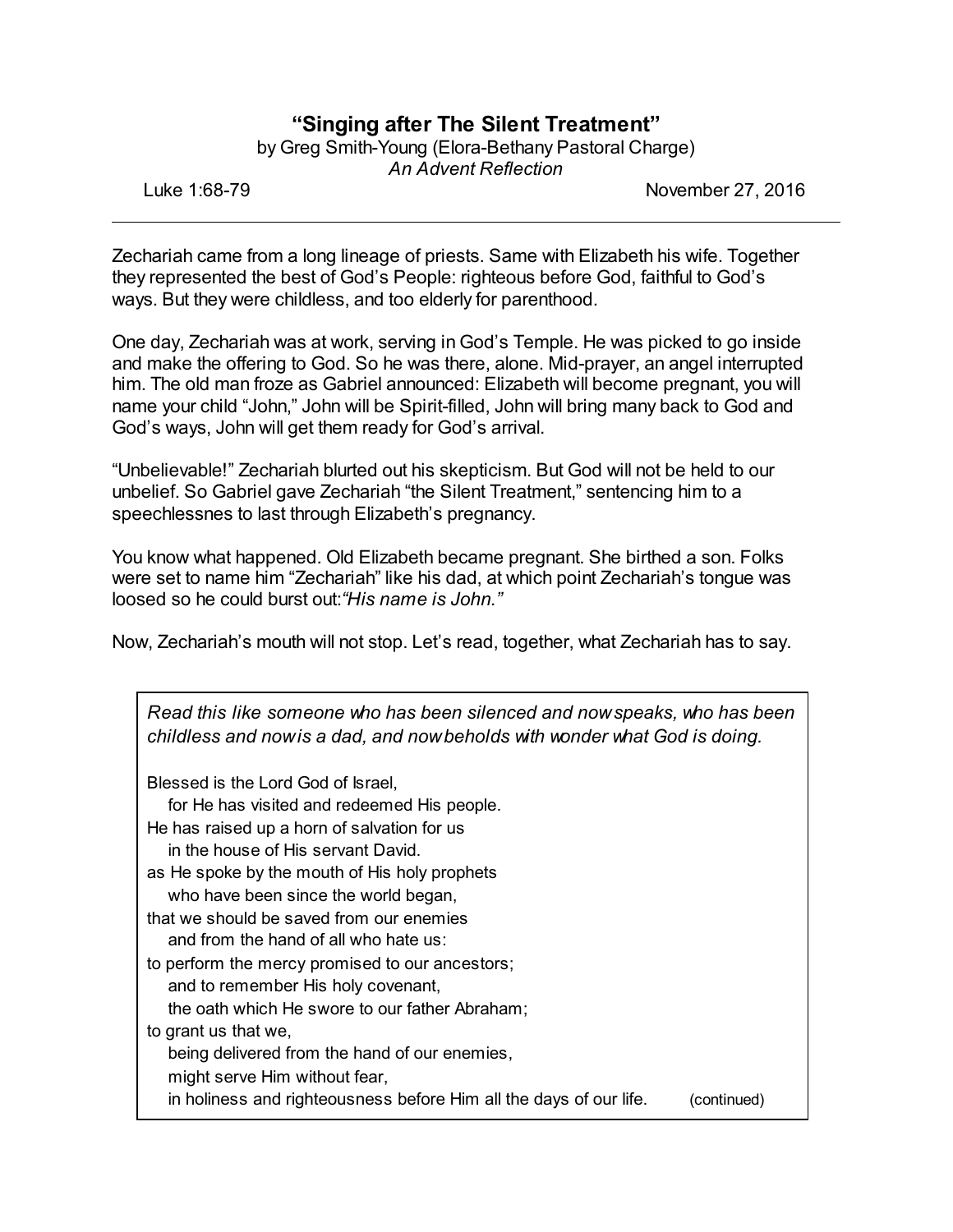# "Singing after The Silent Treatment"

by Greg Smith-Young (Elora-Bethany Pastoral Charge)

*An Advent Reflection*

Luke 1:68-79 November 27, 2016

---

Zechariah came from a long lineage of priests. Same with Elizabeth his wife. Together they represented the best of God's People: righteous before God, faithful to God's ways. But they were childless, and too elderly for parenthood.

One day, Zechariah was at work, serving in God's Temple. He was picked to go inside and make the offering to God. So he was there, alone. Mid-prayer, an angel interrupted him. The old man froze as Gabriel announced: Elizabeth will become pregnant, you will name your child "John," John will be Spirit-filled, John will bring many back to God and God's ways, John will get them ready for God's arrival.

"Unbelievable!" Zechariah blurted out his skepticism. But God will not be held to our unbelief. So Gabriel gave Zechariah "the Silent Treatment," sentencing him to a speechlessnes to last through Elizabeth's pregnancy.

You know what happened. Old Elizabeth became pregnant. She birthed a son. Folks were set to name him "Zechariah" like his dad, at which point Zechariah's tongue was loosed so he could burst out:*"His name is John."*

Now, Zechariah's mouth will not stop. Let's read, together, what Zechariah has to say.

> *Read this like someone who has been silenced and now speaks, who has been childless and now is a dad, and now beholds with wonder what God is doing.*
>
> Blessed is the Lord God of Israel,
>   for He has visited and redeemed His people.
> He has raised up a horn of salvation for us
>   in the house of His servant David.
> as He spoke by the mouth of His holy prophets
>   who have been since the world began,
> that we should be saved from our enemies
>   and from the hand of all who hate us:
> to perform the mercy promised to our ancestors;
>   and to remember His holy covenant,
>   the oath which He swore to our father Abraham;
> to grant us that we,
>   being delivered from the hand of our enemies,
>   might serve Him without fear,
>   in holiness and righteousness before Him all the days of our life. (continued)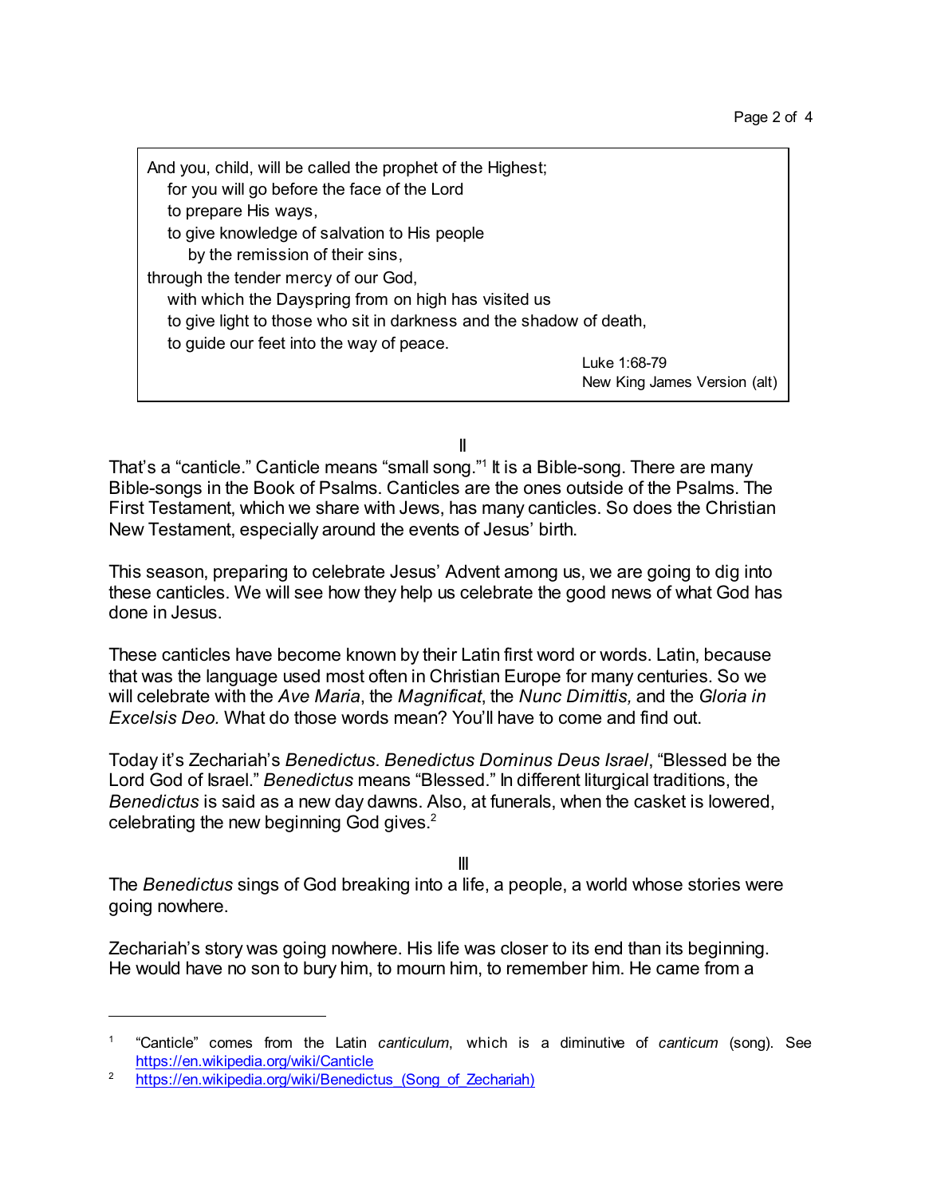> And you, child, will be called the prophet of the Highest;
>     for you will go before the face of the Lord
>     to prepare His ways,
>     to give knowledge of salvation to His people
>         by the remission of their sins,
> through the tender mercy of our God,
>     with which the Dayspring from on high has visited us
>     to give light to those who sit in darkness and the shadow of death,
>     to guide our feet into the way of peace.
>
> Luke 1:68-79
> New King James Version (alt)

II

That's a "canticle." Canticle means "small song."[1] It is a Bible-song. There are many Bible-songs in the Book of Psalms. Canticles are the ones outside of the Psalms. The First Testament, which we share with Jews, has many canticles. So does the Christian New Testament, especially around the events of Jesus' birth.

This season, preparing to celebrate Jesus' Advent among us, we are going to dig into these canticles. We will see how they help us celebrate the good news of what God has done in Jesus.

These canticles have become known by their Latin first word or words. Latin, because that was the language used most often in Christian Europe for many centuries. So we will celebrate with the *Ave Maria*, the *Magnificat*, the *Nunc Dimittis,* and the *Gloria in Excelsis Deo.* What do those words mean? You'll have to come and find out.

Today it's Zechariah's *Benedictus*. *Benedictus Dominus Deus Israel*, "Blessed be the Lord God of Israel." *Benedictus* means "Blessed." In different liturgical traditions, the *Benedictus* is said as a new day dawns. Also, at funerals, when the casket is lowered, celebrating the new beginning God gives.[2]

III

The *Benedictus* sings of God breaking into a life, a people, a world whose stories were going nowhere.

Zechariah's story was going nowhere. His life was closer to its end than its beginning. He would have no son to bury him, to mourn him, to remember him. He came from a

---

[1] "Canticle" comes from the Latin *canticulum*, which is a diminutive of *canticum* (song). See https://en.wikipedia.org/wiki/Canticle

[2] https://en.wikipedia.org/wiki/Benedictus_(Song_of_Zechariah)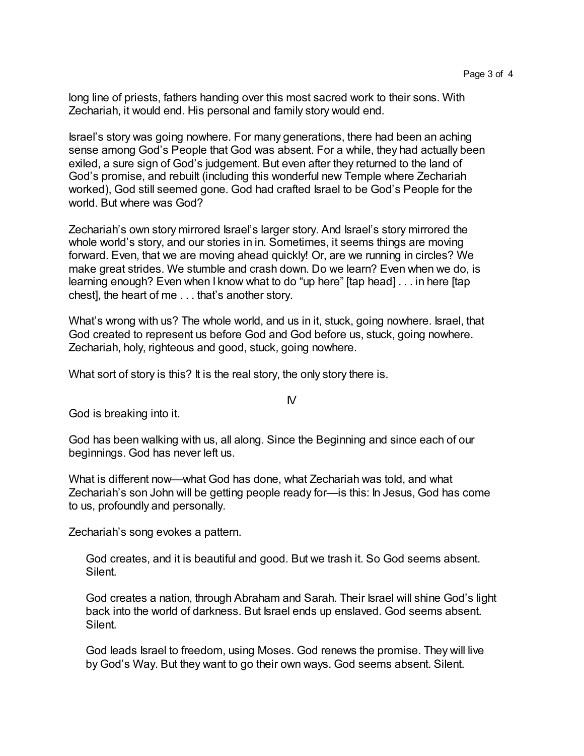long line of priests, fathers handing over this most sacred work to their sons. With Zechariah, it would end. His personal and family story would end.

Israel's story was going nowhere. For many generations, there had been an aching sense among God's People that God was absent. For a while, they had actually been exiled, a sure sign of God's judgement. But even after they returned to the land of God's promise, and rebuilt (including this wonderful new Temple where Zechariah worked), God still seemed gone. God had crafted Israel to be God's People for the world. But where was God?

Zechariah's own story mirrored Israel's larger story. And Israel's story mirrored the whole world's story, and our stories in in. Sometimes, it seems things are moving forward. Even, that we are moving ahead quickly! Or, are we running in circles? We make great strides. We stumble and crash down. Do we learn? Even when we do, is learning enough? Even when I know what to do "up here" [tap head] . . . in here [tap chest], the heart of me . . . that's another story.

What's wrong with us? The whole world, and us in it, stuck, going nowhere. Israel, that God created to represent us before God and God before us, stuck, going nowhere. Zechariah, holy, righteous and good, stuck, going nowhere.

What sort of story is this? It is the real story, the only story there is.

## IV

God is breaking into it.

God has been walking with us, all along. Since the Beginning and since each of our beginnings. God has never left us.

What is different now—what God has done, what Zechariah was told, and what Zechariah's son John will be getting people ready for—is this: In Jesus, God has come to us, profoundly and personally.

Zechariah's song evokes a pattern.

> God creates, and it is beautiful and good. But we trash it. So God seems absent. Silent.
>
> God creates a nation, through Abraham and Sarah. Their Israel will shine God's light back into the world of darkness. But Israel ends up enslaved. God seems absent. Silent.
>
> God leads Israel to freedom, using Moses. God renews the promise. They will live by God's Way. But they want to go their own ways. God seems absent. Silent.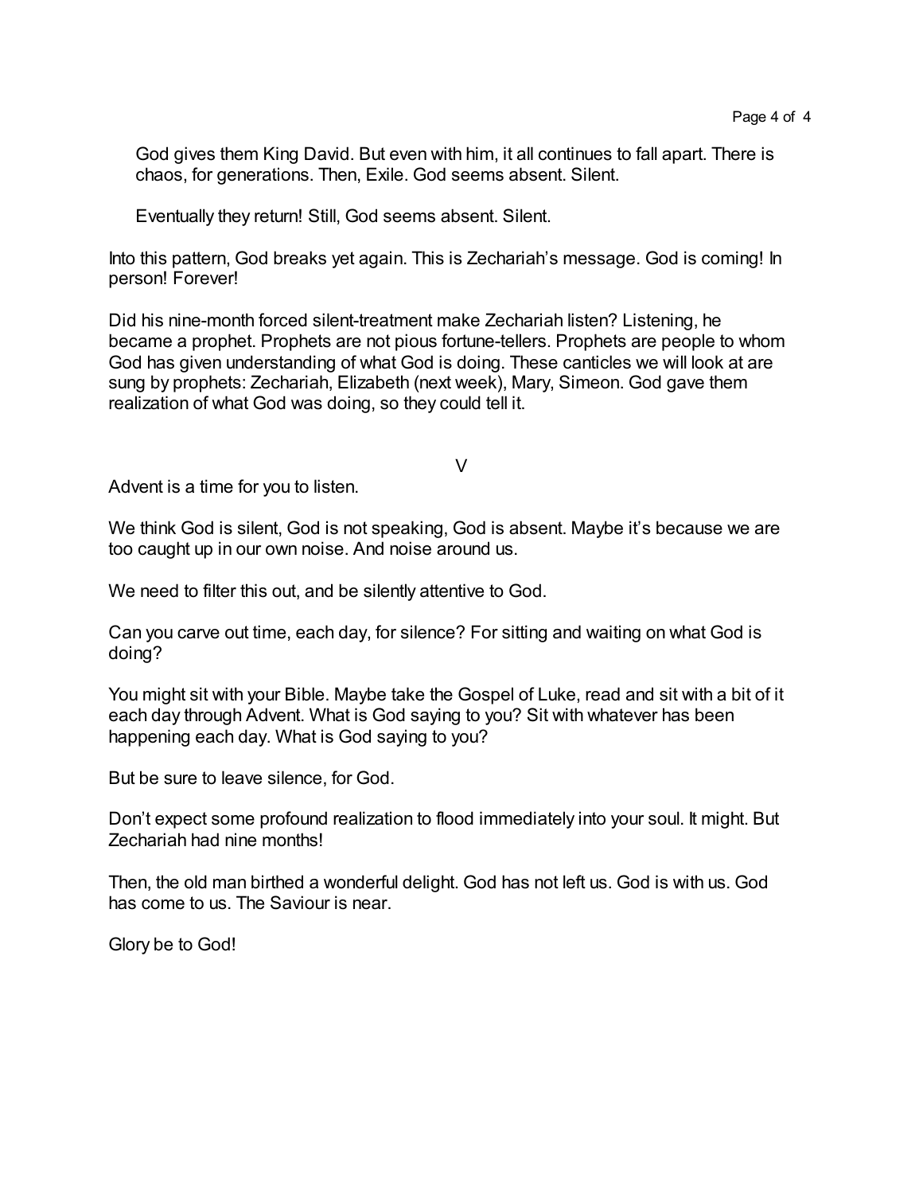God gives them King David. But even with him, it all continues to fall apart. There is chaos, for generations. Then, Exile. God seems absent. Silent.

Eventually they return! Still, God seems absent. Silent.

Into this pattern, God breaks yet again. This is Zechariah's message. God is coming! In person! Forever!

Did his nine-month forced silent-treatment make Zechariah listen? Listening, he became a prophet. Prophets are not pious fortune-tellers. Prophets are people to whom God has given understanding of what God is doing. These canticles we will look at are sung by prophets: Zechariah, Elizabeth (next week), Mary, Simeon. God gave them realization of what God was doing, so they could tell it.

## V

Advent is a time for you to listen.

We think God is silent, God is not speaking, God is absent. Maybe it's because we are too caught up in our own noise. And noise around us.

We need to filter this out, and be silently attentive to God.

Can you carve out time, each day, for silence? For sitting and waiting on what God is doing?

You might sit with your Bible. Maybe take the Gospel of Luke, read and sit with a bit of it each day through Advent. What is God saying to you? Sit with whatever has been happening each day. What is God saying to you?

But be sure to leave silence, for God.

Don't expect some profound realization to flood immediately into your soul. It might. But Zechariah had nine months!

Then, the old man birthed a wonderful delight. God has not left us. God is with us. God has come to us. The Saviour is near.

Glory be to God!